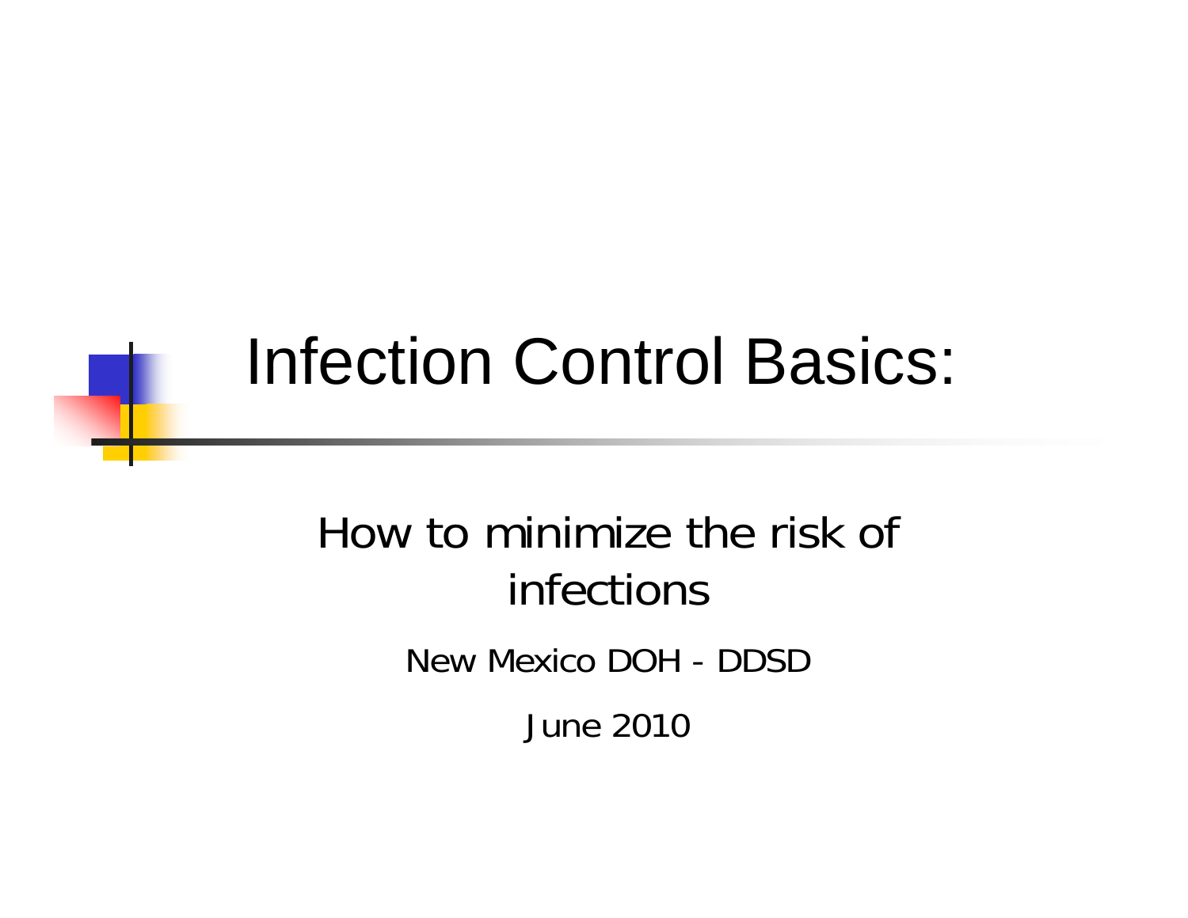# Infection Control Basics:

How to minimize the risk of infections

New Mexico DOH - DDSD

June 2010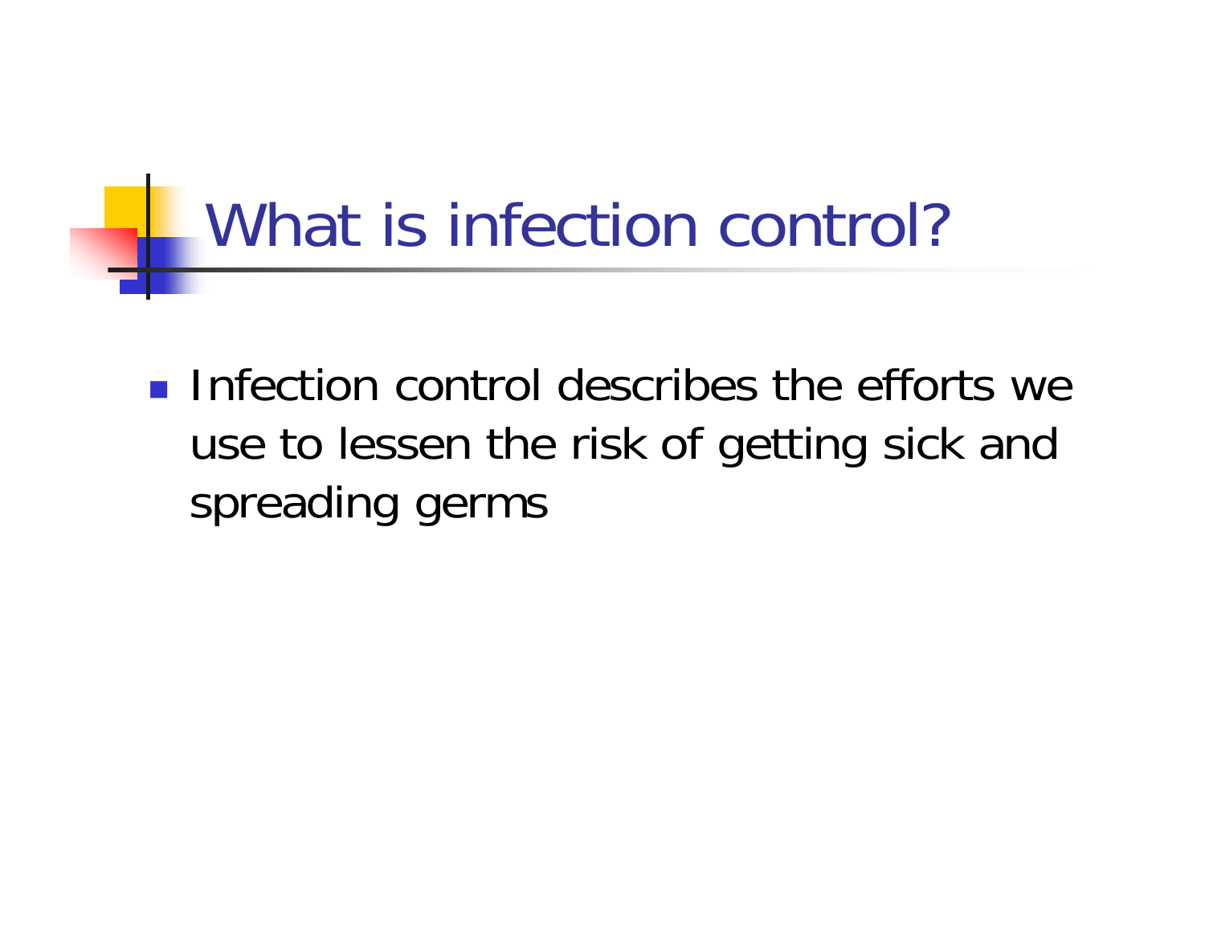# What is infection control?

- Infection control describes the efforts we use to lessen the risk of getting sick and spreading germs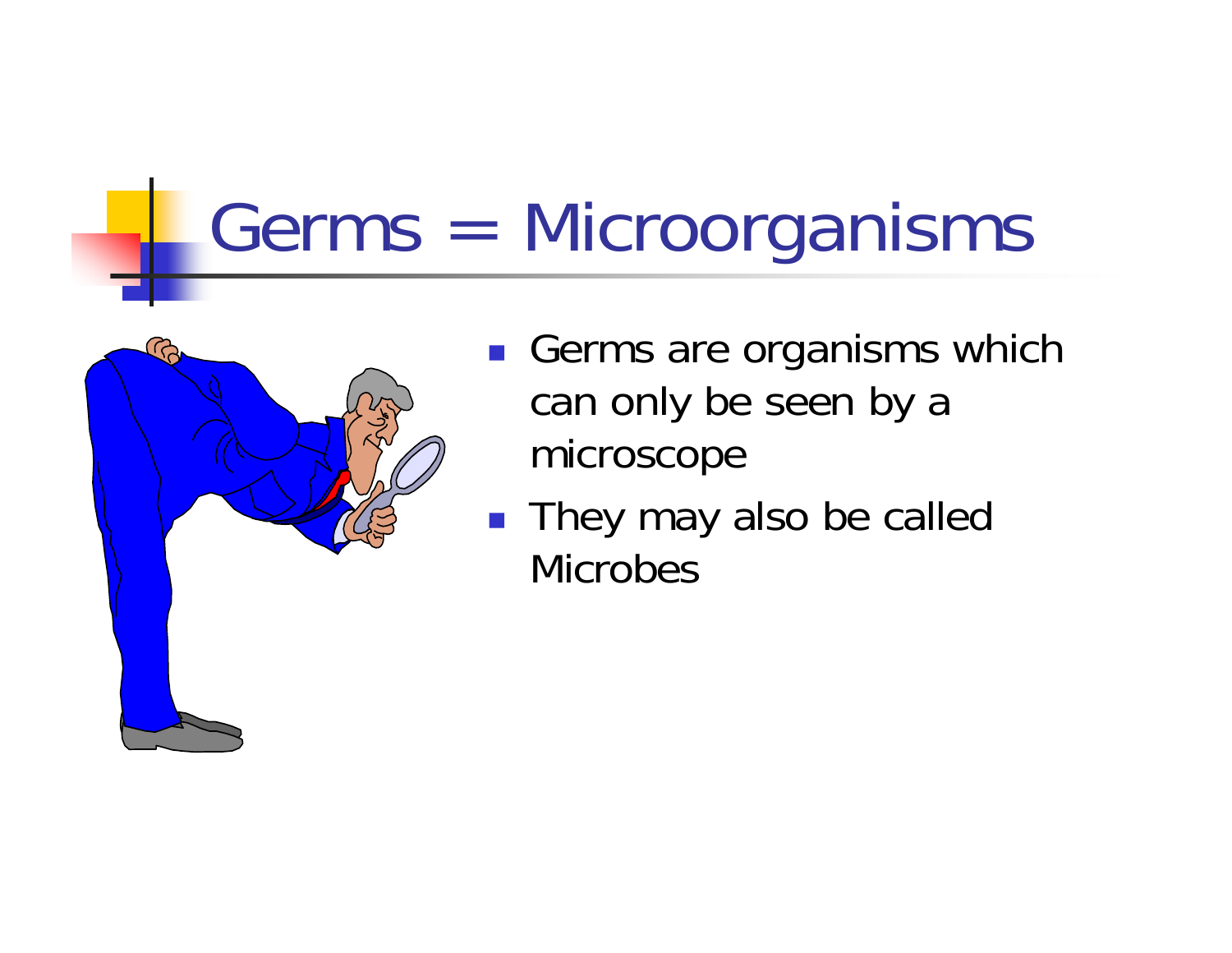# Germs = Microorganisms

- Germs are organisms which can only be seen by a microscope
- They may also be called Microbes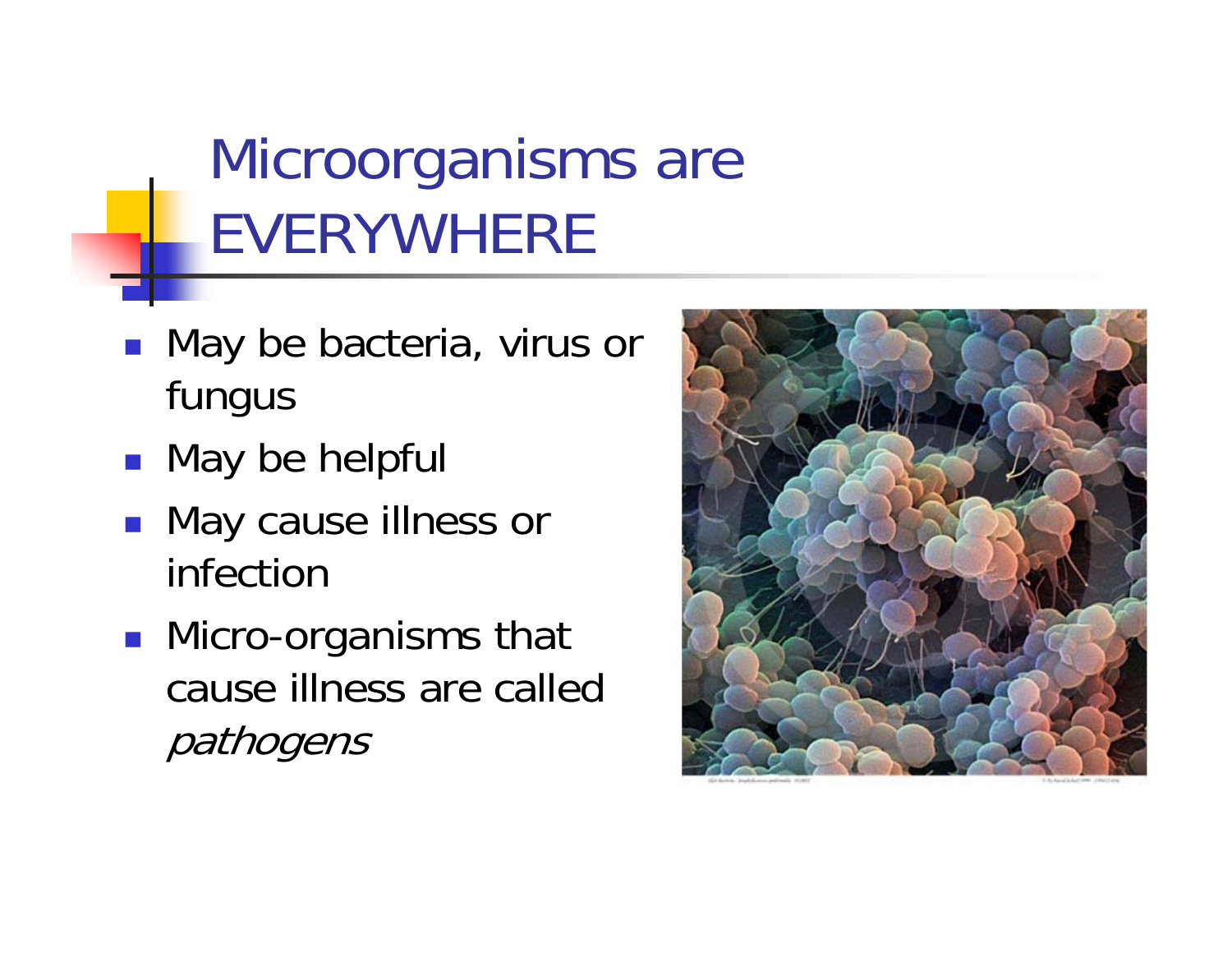# Microorganisms are EVERYWHERE

- May be bacteria, virus or fungus
- May be helpful
- May cause illness or infection
- Micro-organisms that cause illness are called *pathogens*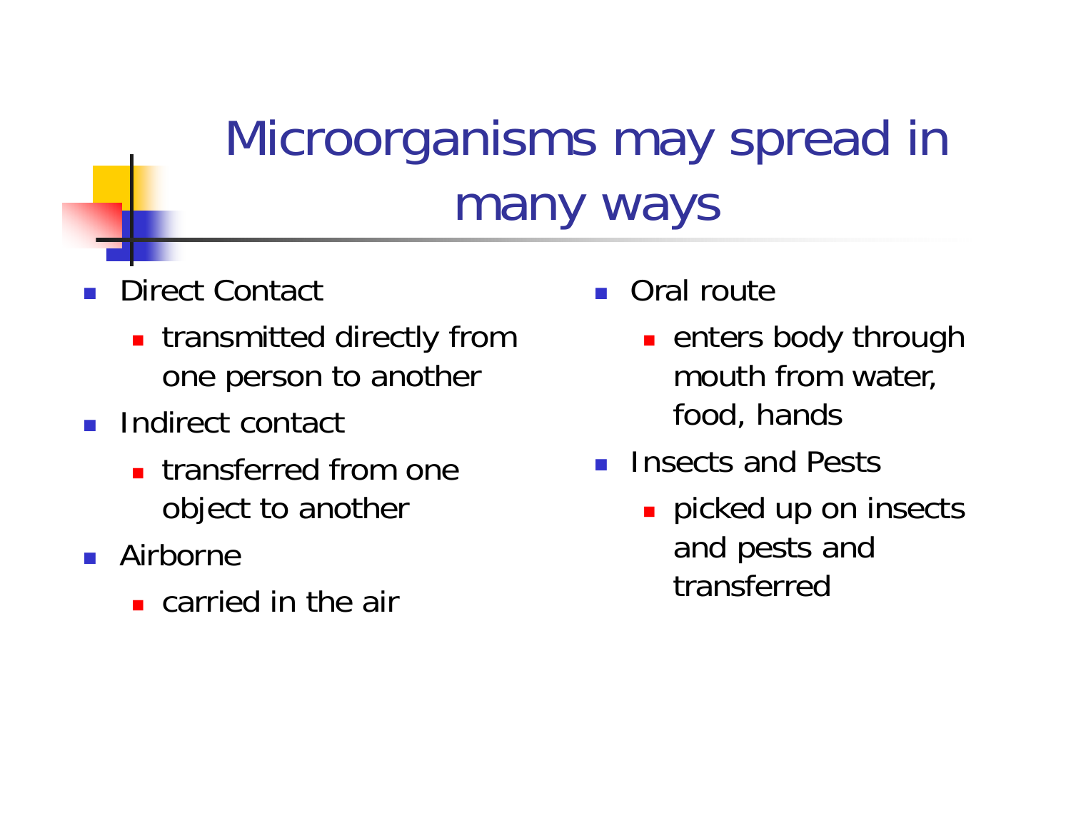# Microorganisms may spread in many ways

- Direct Contact
  - transmitted directly from one person to another
- Indirect contact
  - transferred from one object to another
- Airborne
  - carried in the air
- Oral route
  - enters body through mouth from water, food, hands
- Insects and Pests
  - picked up on insects and pests and transferred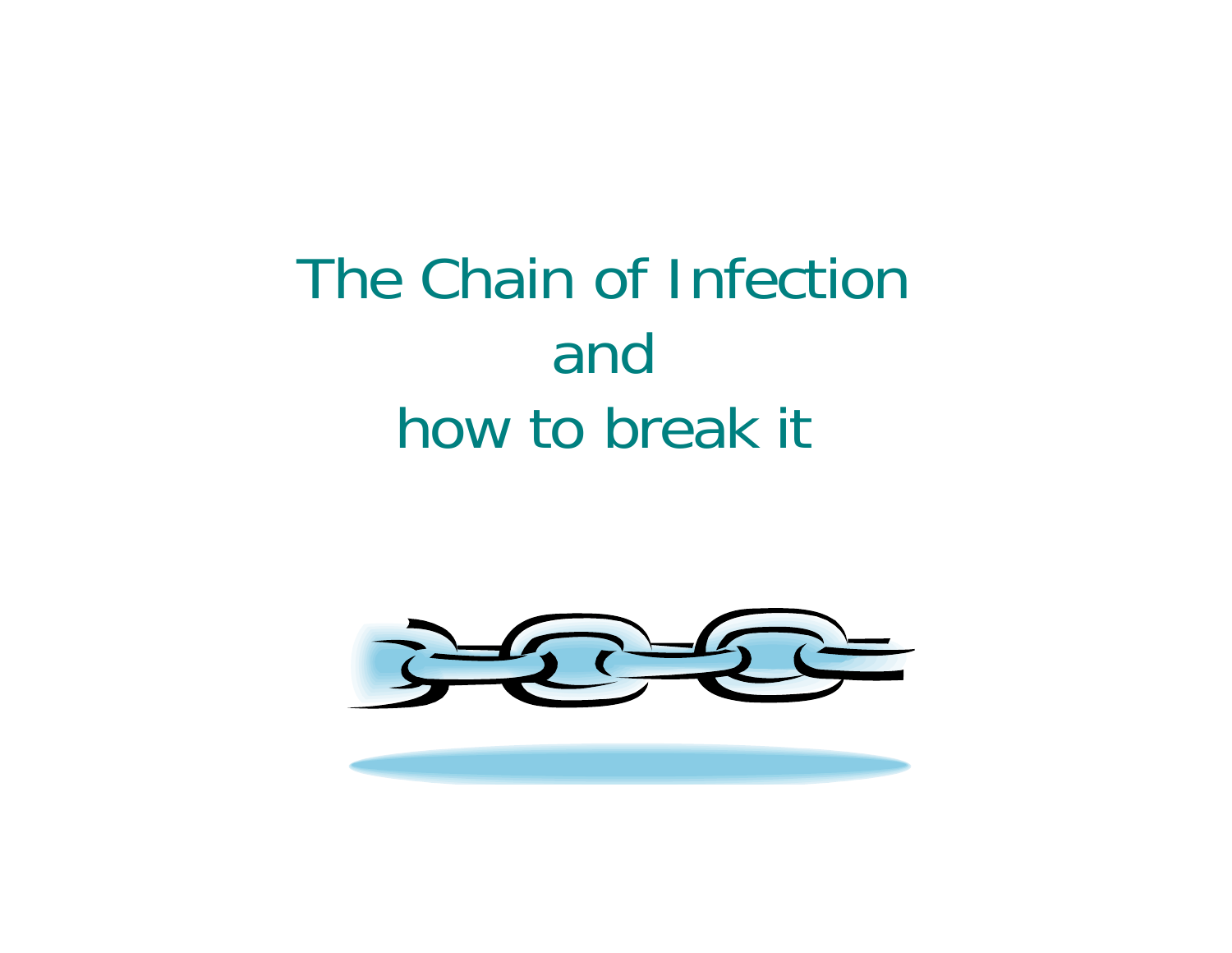# The Chain of Infection and how to break it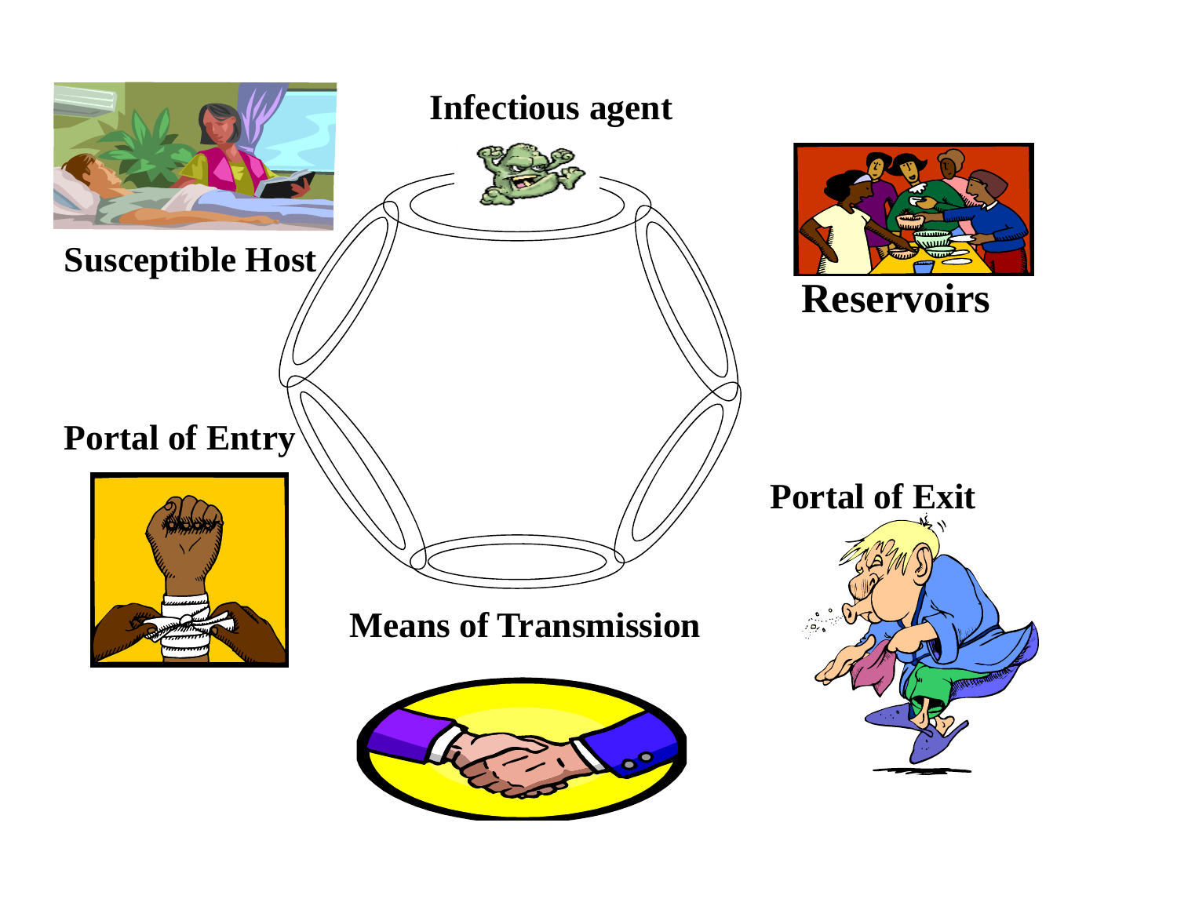Infectious agent

Reservoirs

Portal of Exit

Means of Transmission

Portal of Entry

Susceptible Host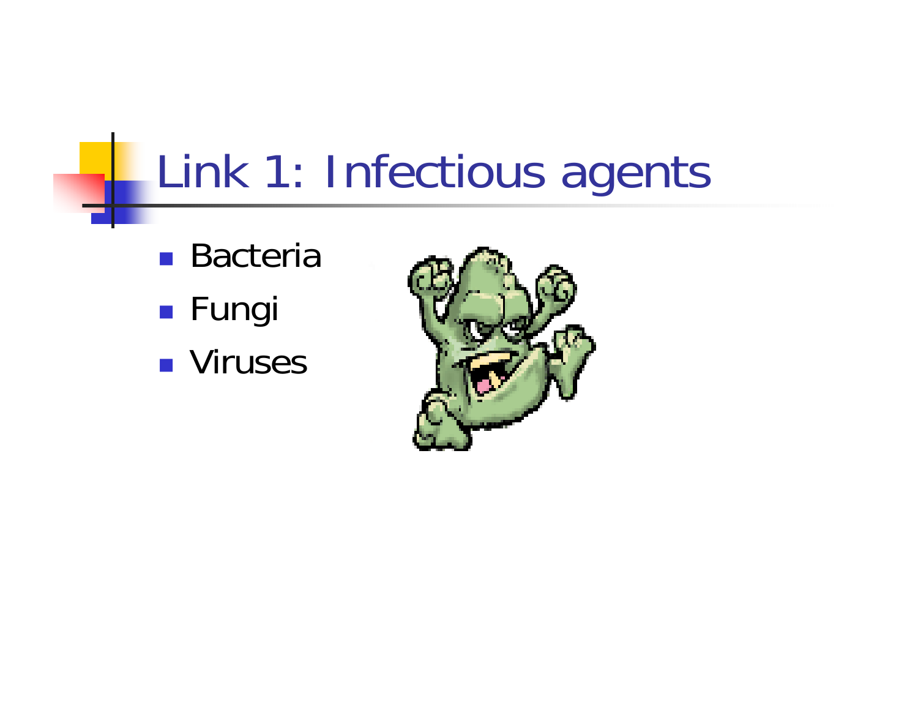# Link 1: Infectious agents

- Bacteria
- Fungi
- Viruses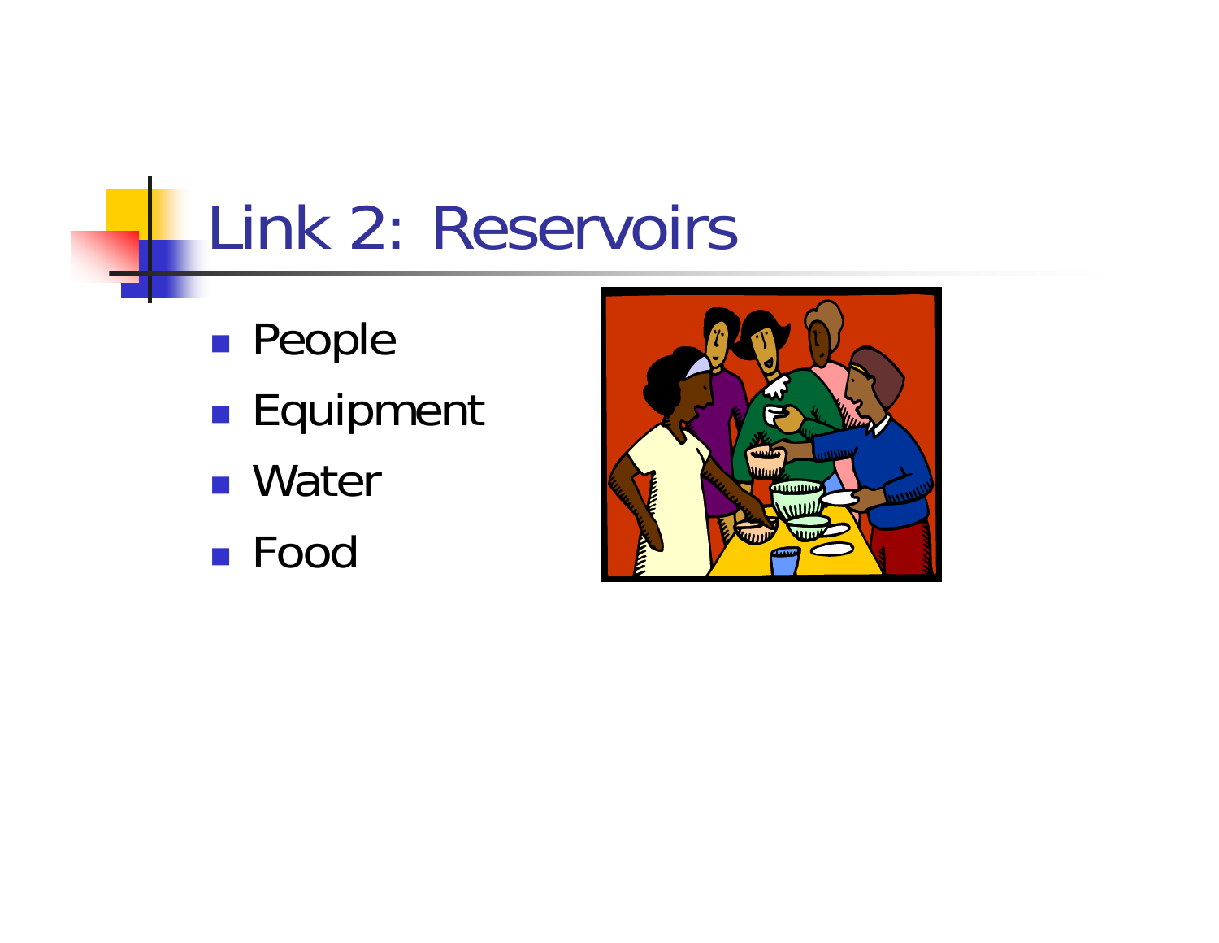# Link 2: Reservoirs

- People
- Equipment
- Water
- Food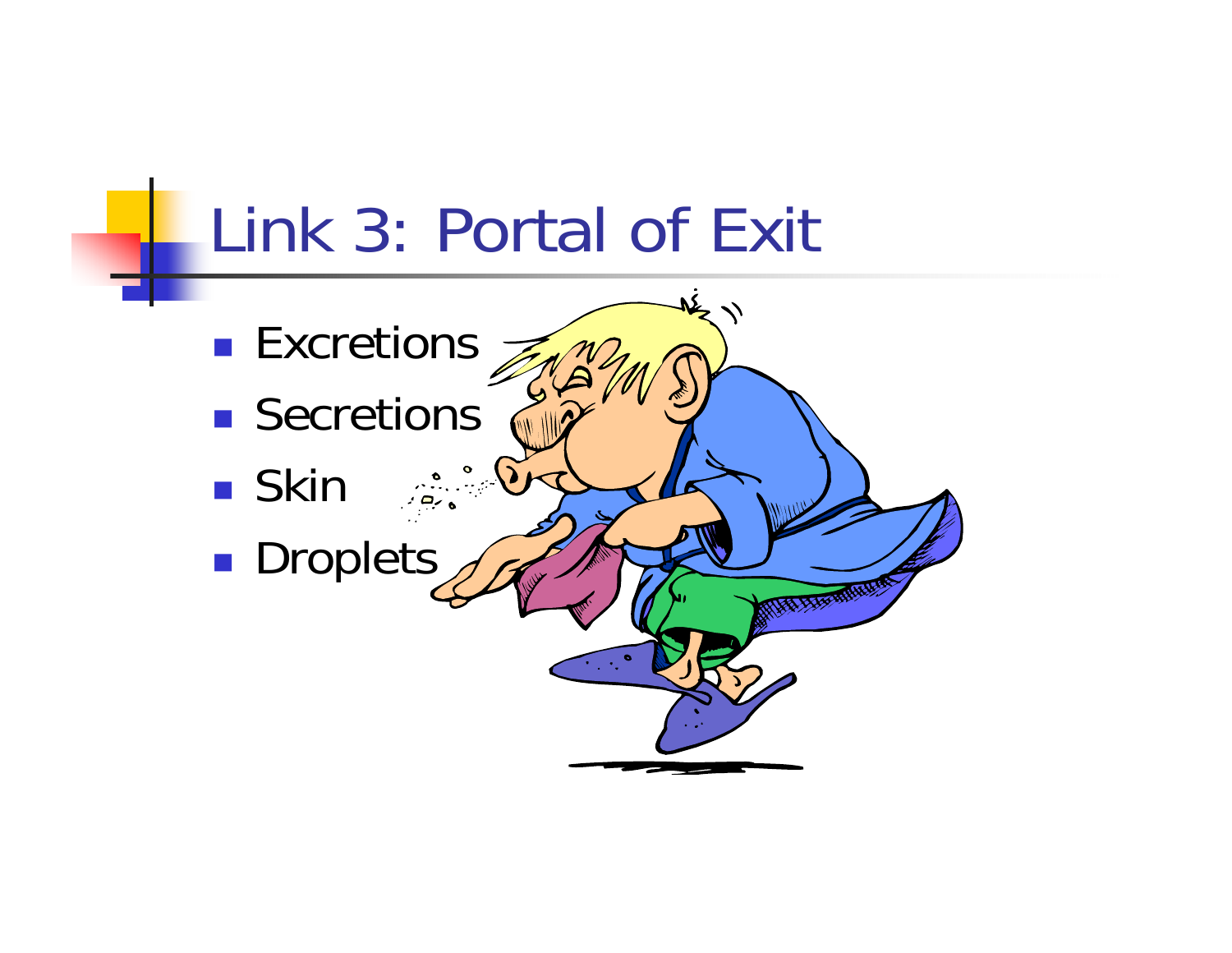# Link 3: Portal of Exit

- Excretions
- Secretions
- Skin
- Droplets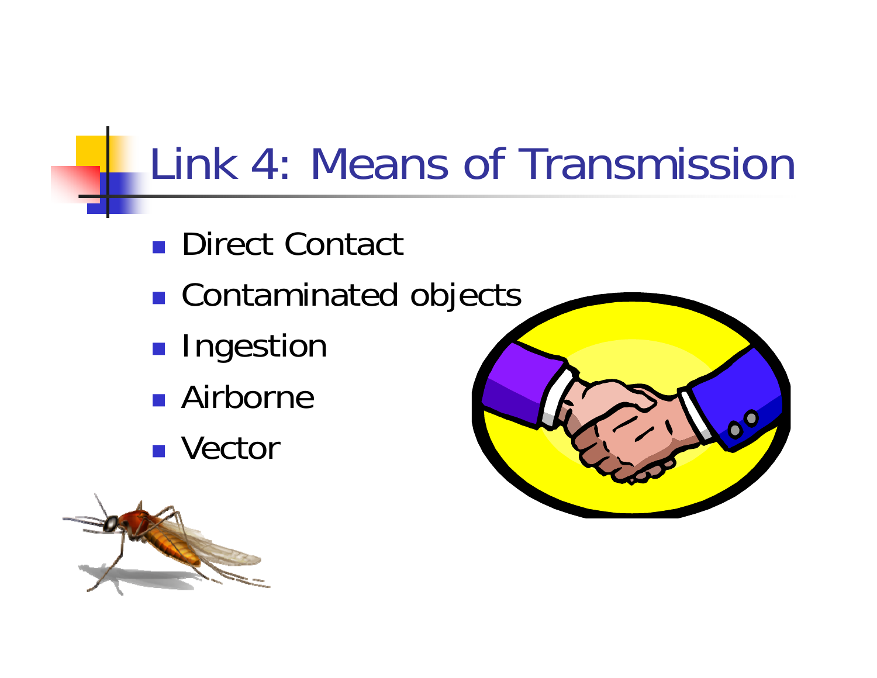# Link 4: Means of Transmission

- Direct Contact
- Contaminated objects
- Ingestion
- Airborne
- Vector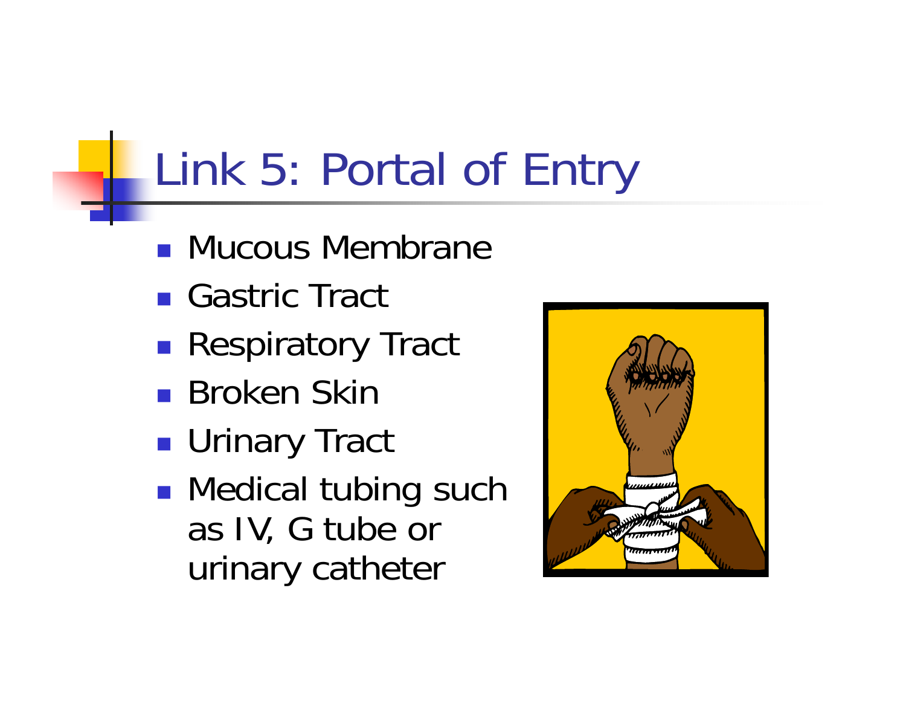# Link 5: Portal of Entry

- Mucous Membrane
- Gastric Tract
- Respiratory Tract
- Broken Skin
- Urinary Tract
- Medical tubing such as IV, G tube or urinary catheter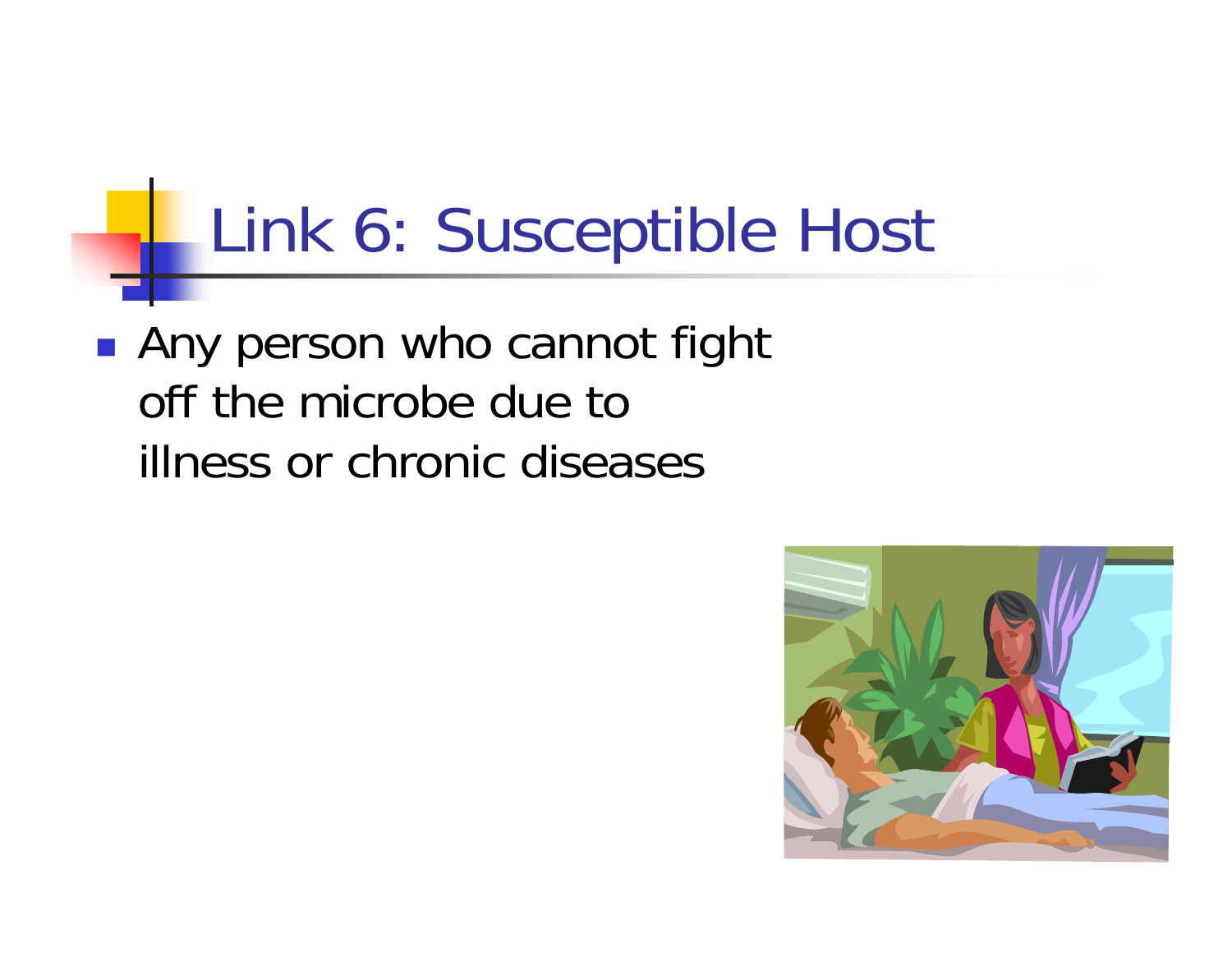# Link 6: Susceptible Host

- Any person who cannot fight off the microbe due to illness or chronic diseases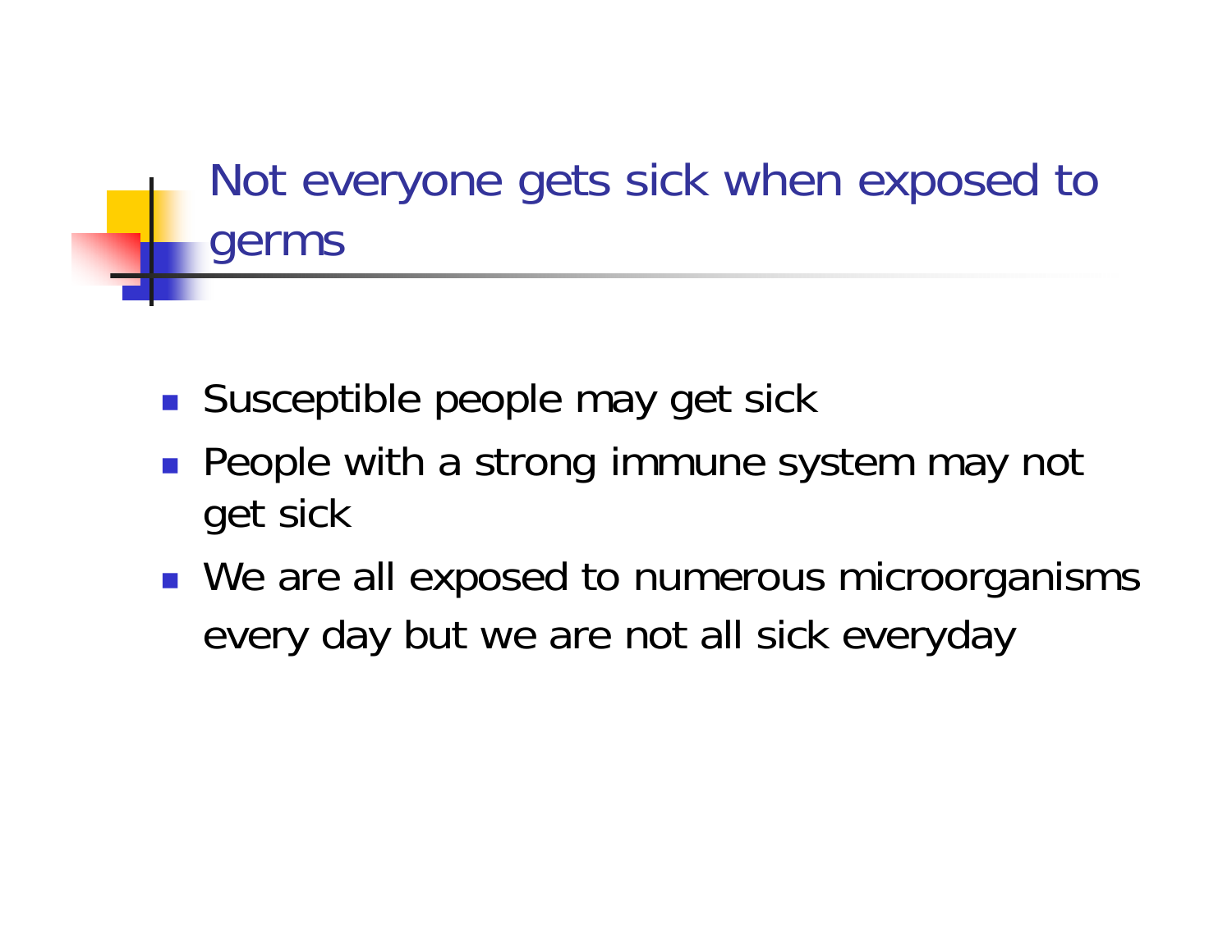## Not everyone gets sick when exposed to germs

- Susceptible people may get sick
- People with a strong immune system may not get sick
- We are all exposed to numerous microorganisms every day but we are not all sick everyday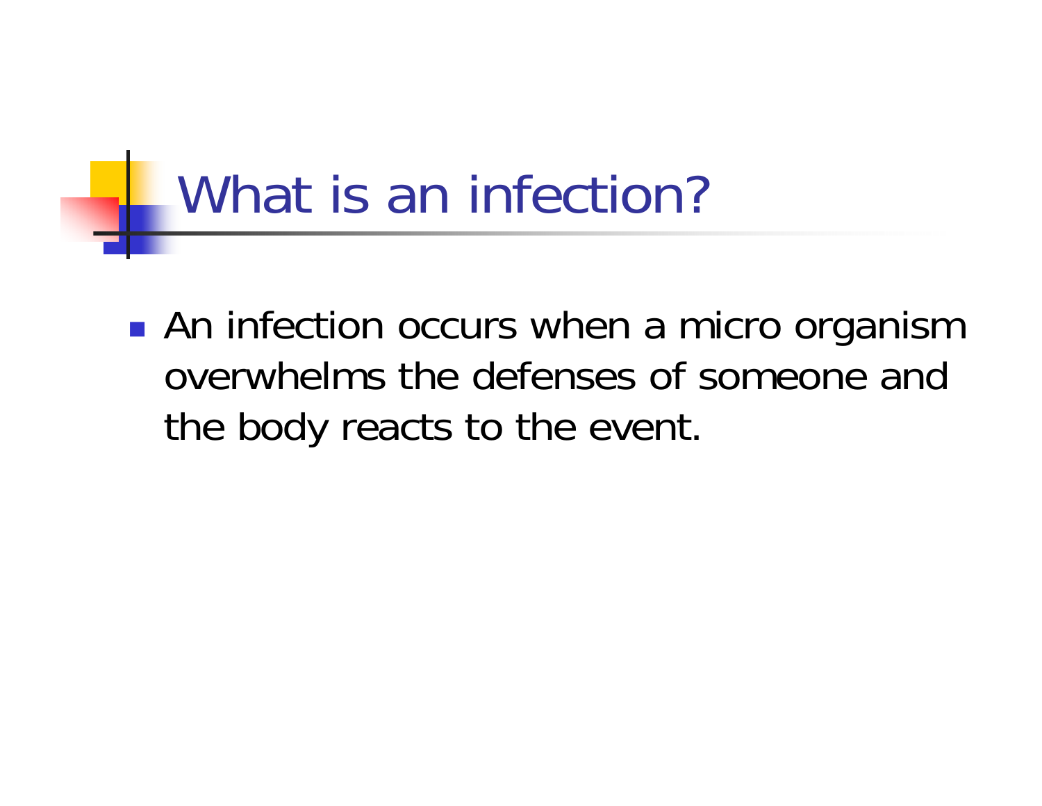# What is an infection?

- An infection occurs when a micro organism overwhelms the defenses of someone and the body reacts to the event.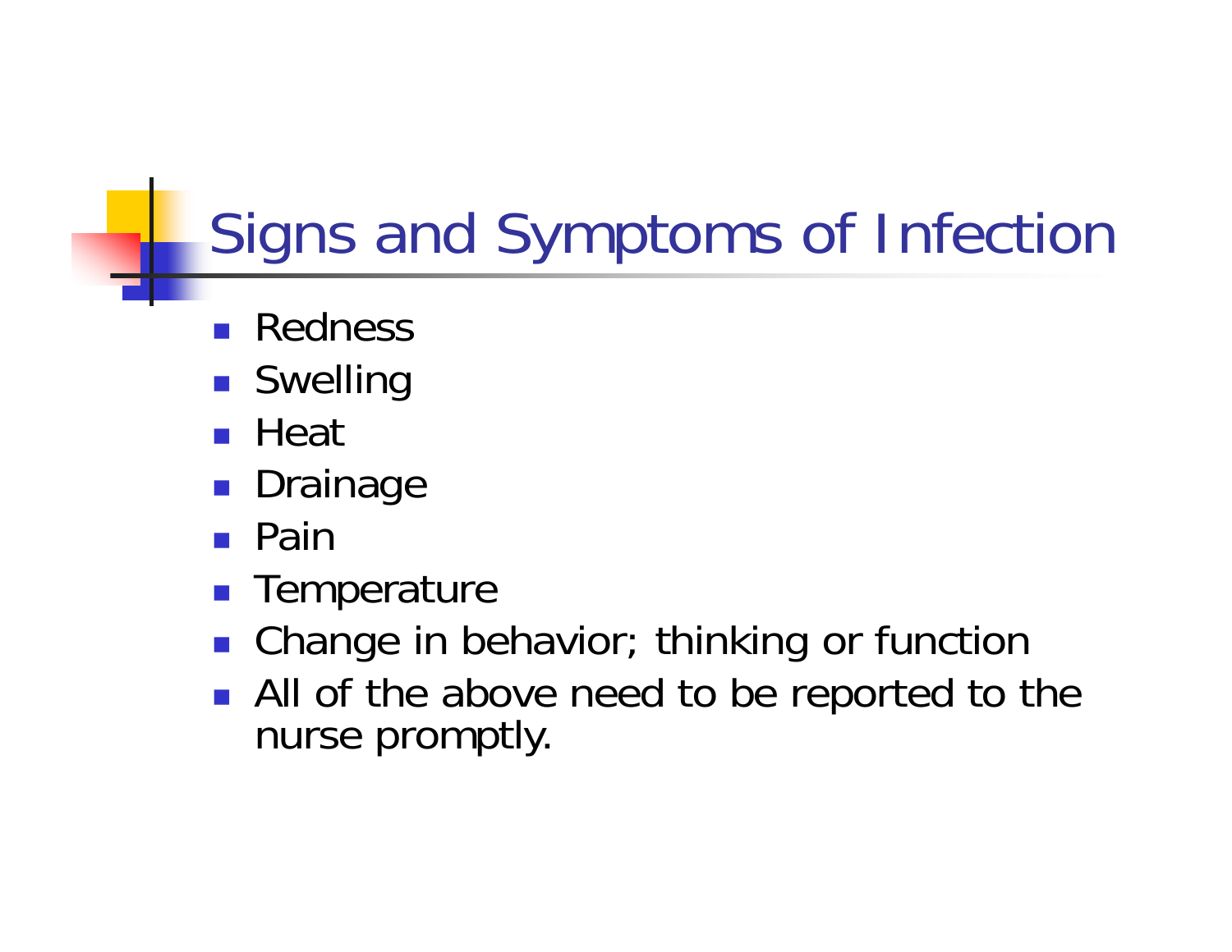# Signs and Symptoms of Infection

- Redness
- Swelling
- Heat
- Drainage
- Pain
- Temperature
- Change in behavior; thinking or function
- All of the above need to be reported to the nurse promptly.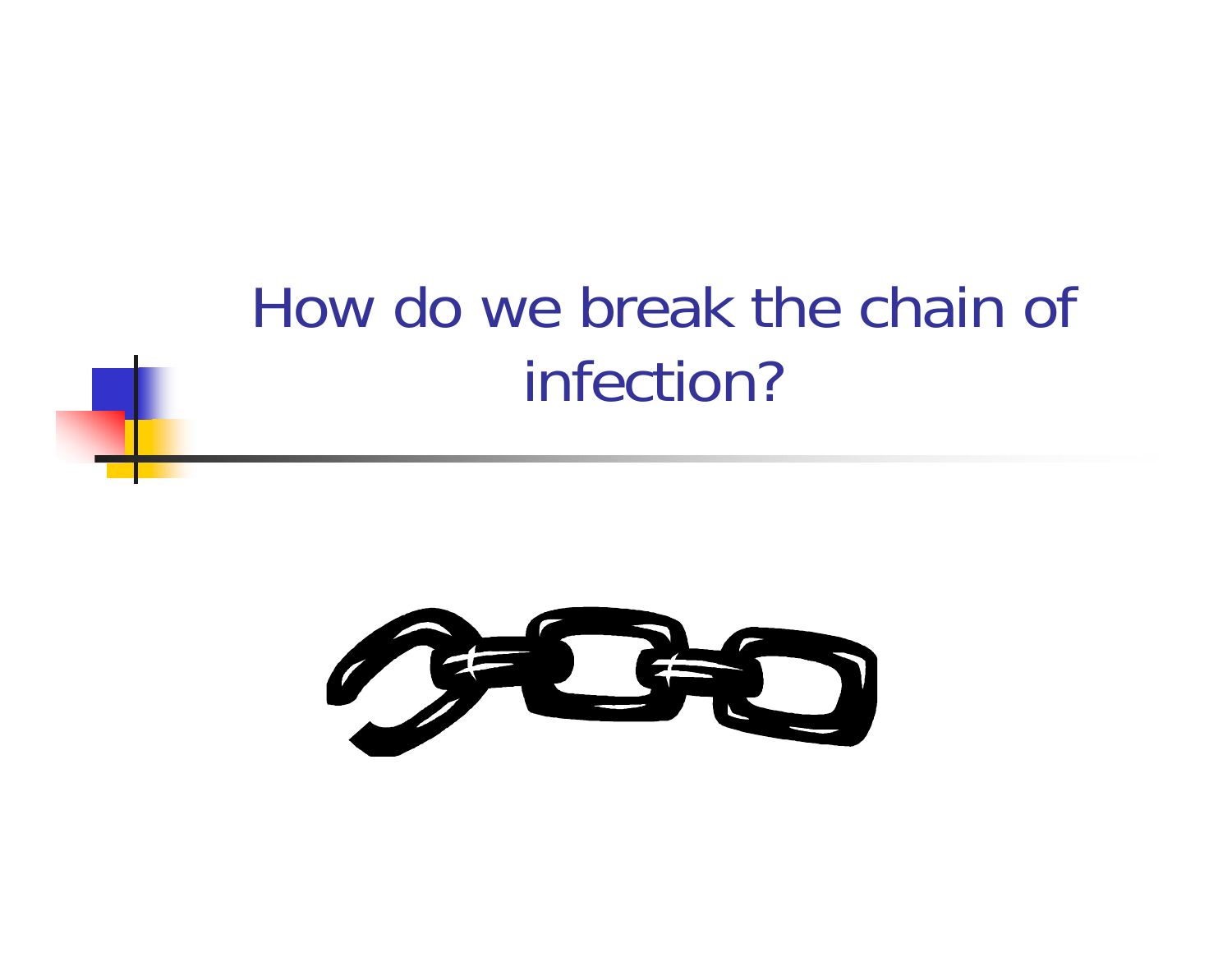# How do we break the chain of infection?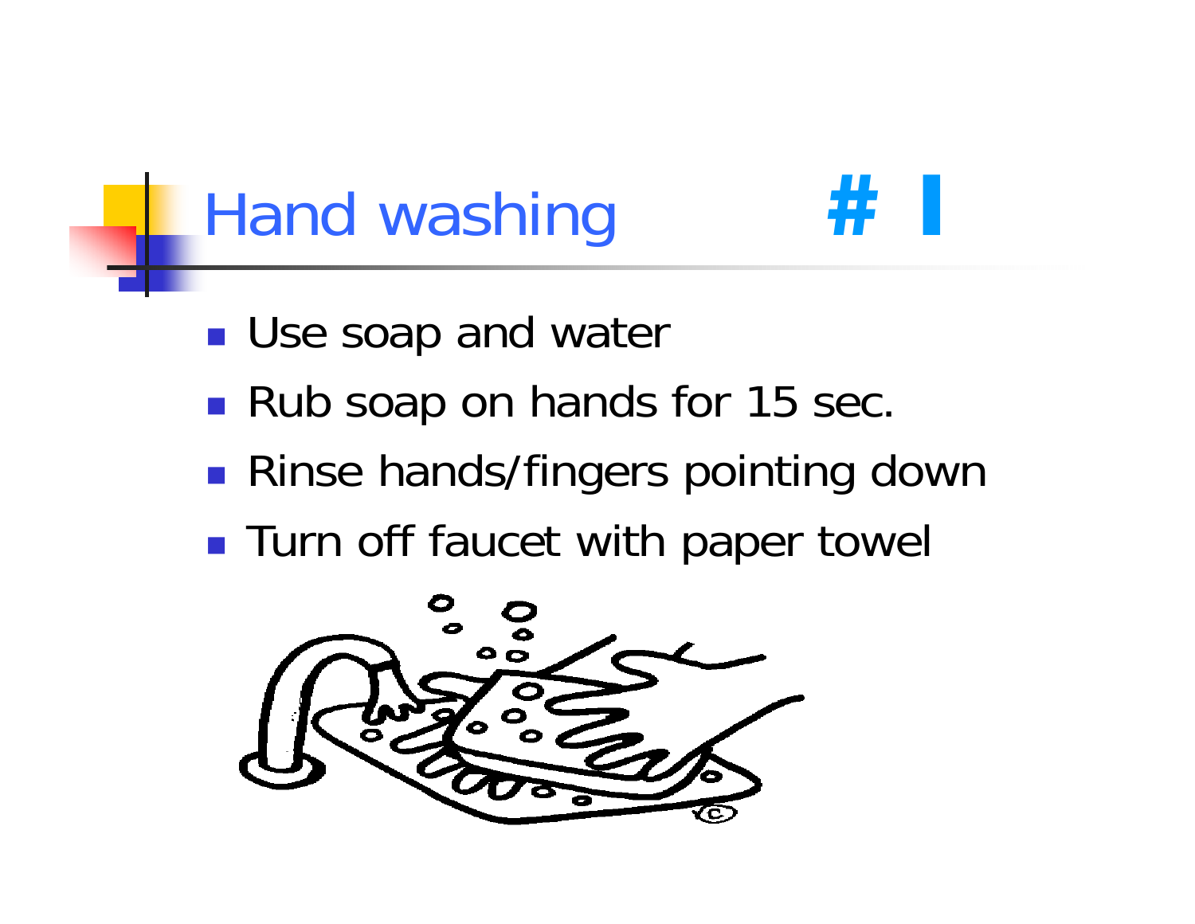# Hand washing # 1

- Use soap and water
- Rub soap on hands for 15 sec.
- Rinse hands/fingers pointing down
- Turn off faucet with paper towel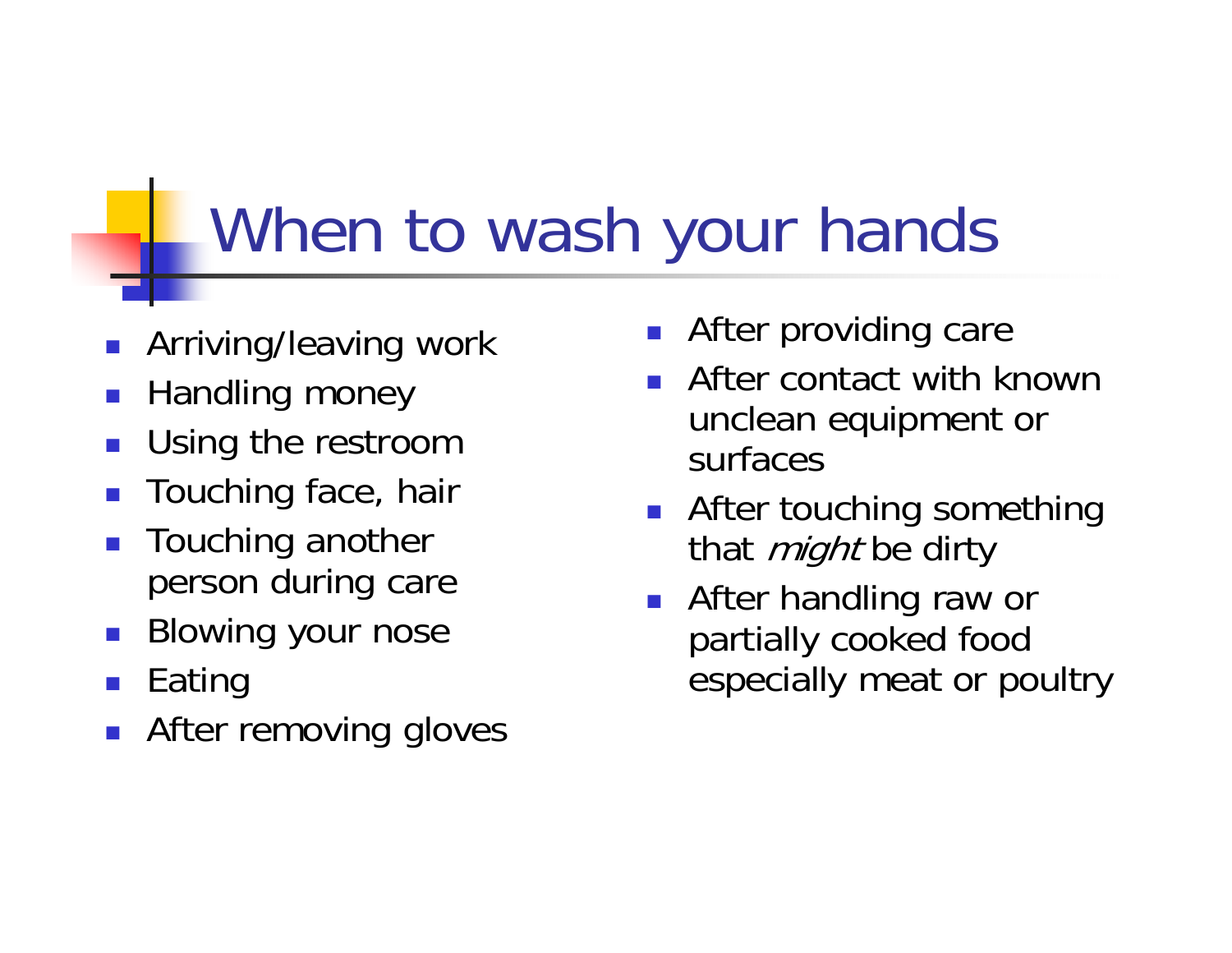# When to wash your hands

- Arriving/leaving work
- Handling money
- Using the restroom
- Touching face, hair
- Touching another person during care
- Blowing your nose
- Eating
- After removing gloves
- After providing care
- After contact with known unclean equipment or surfaces
- After touching something that *might* be dirty
- After handling raw or partially cooked food especially meat or poultry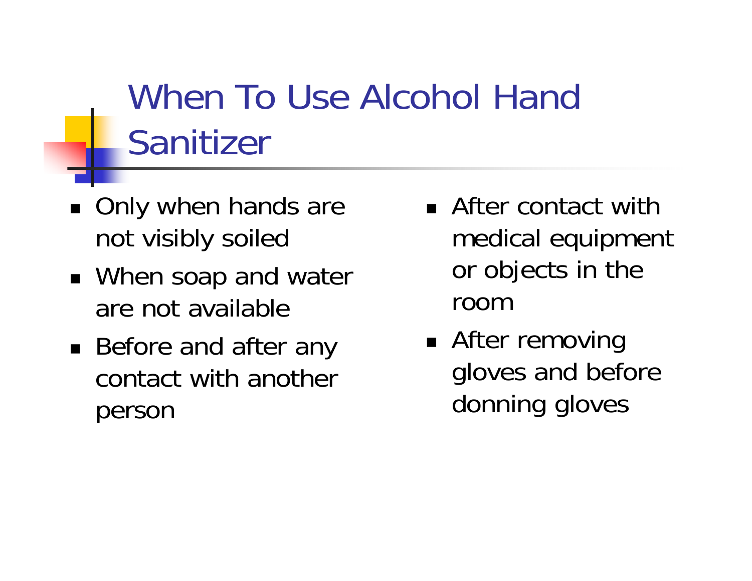# When To Use Alcohol Hand Sanitizer

- Only when hands are not visibly soiled
- When soap and water are not available
- Before and after any contact with another person
- After contact with medical equipment or objects in the room
- After removing gloves and before donning gloves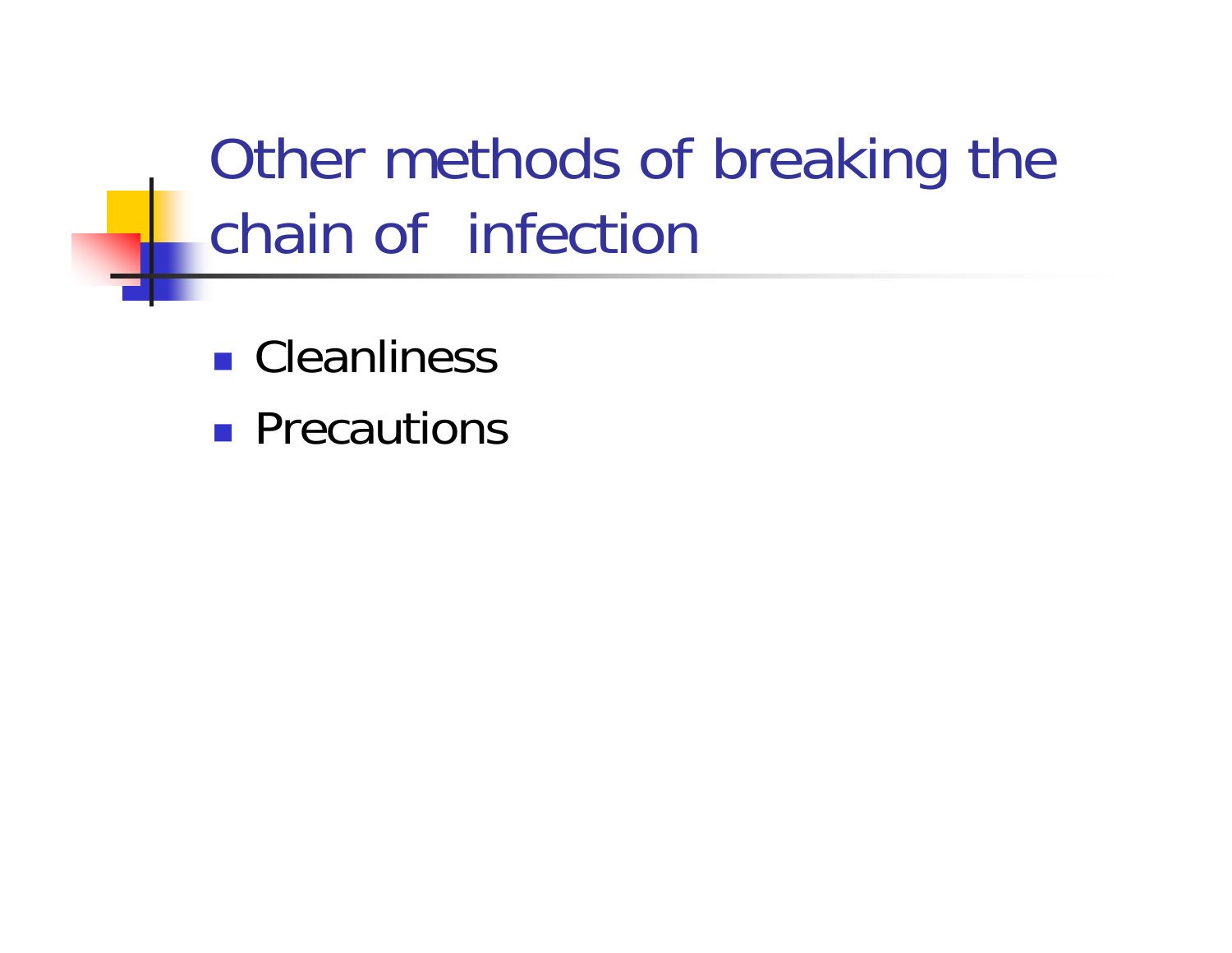# Other methods of breaking the chain of infection

- Cleanliness
- Precautions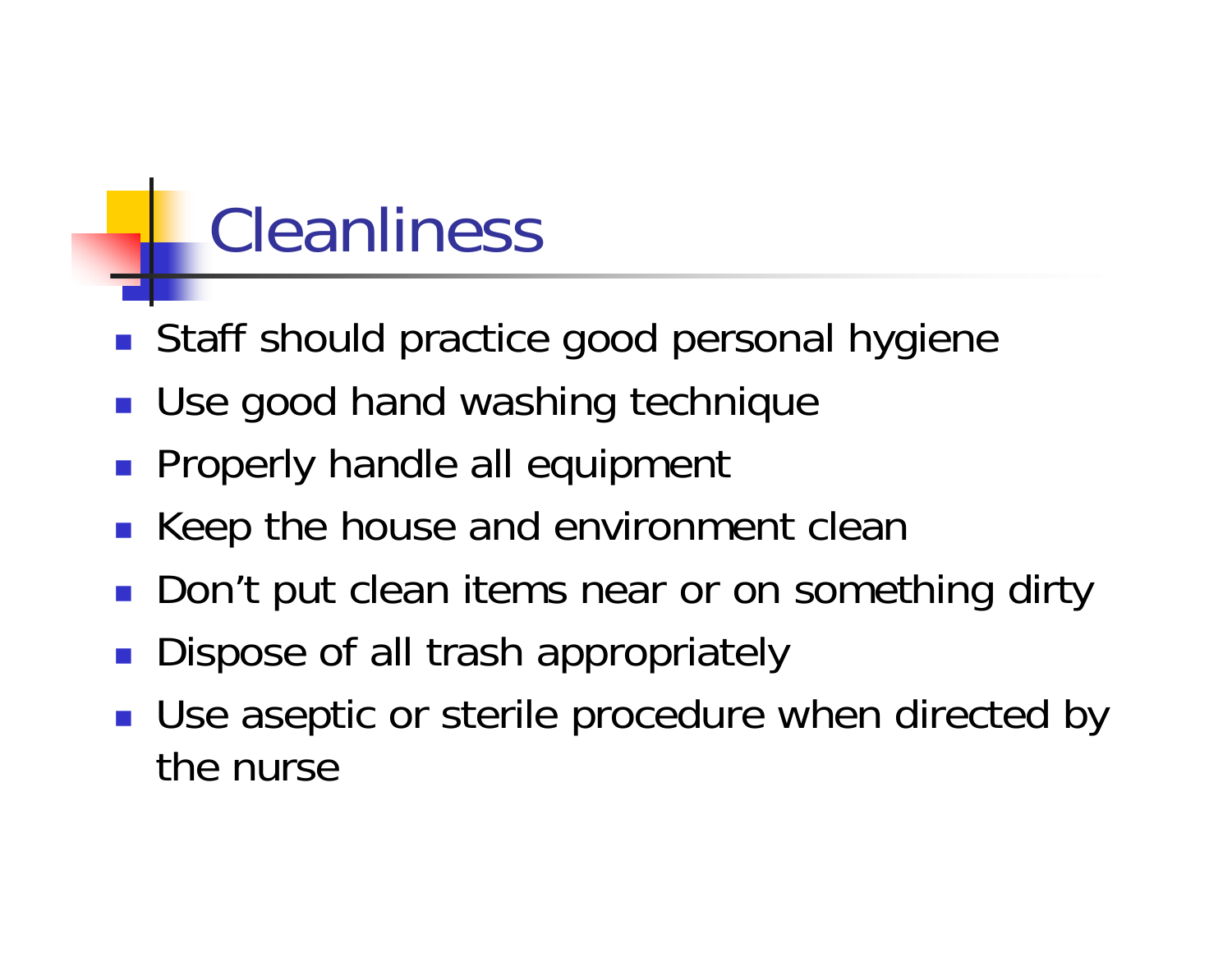# Cleanliness

- Staff should practice good personal hygiene
- Use good hand washing technique
- Properly handle all equipment
- Keep the house and environment clean
- Don’t put clean items near or on something dirty
- Dispose of all trash appropriately
- Use aseptic or sterile procedure when directed by the nurse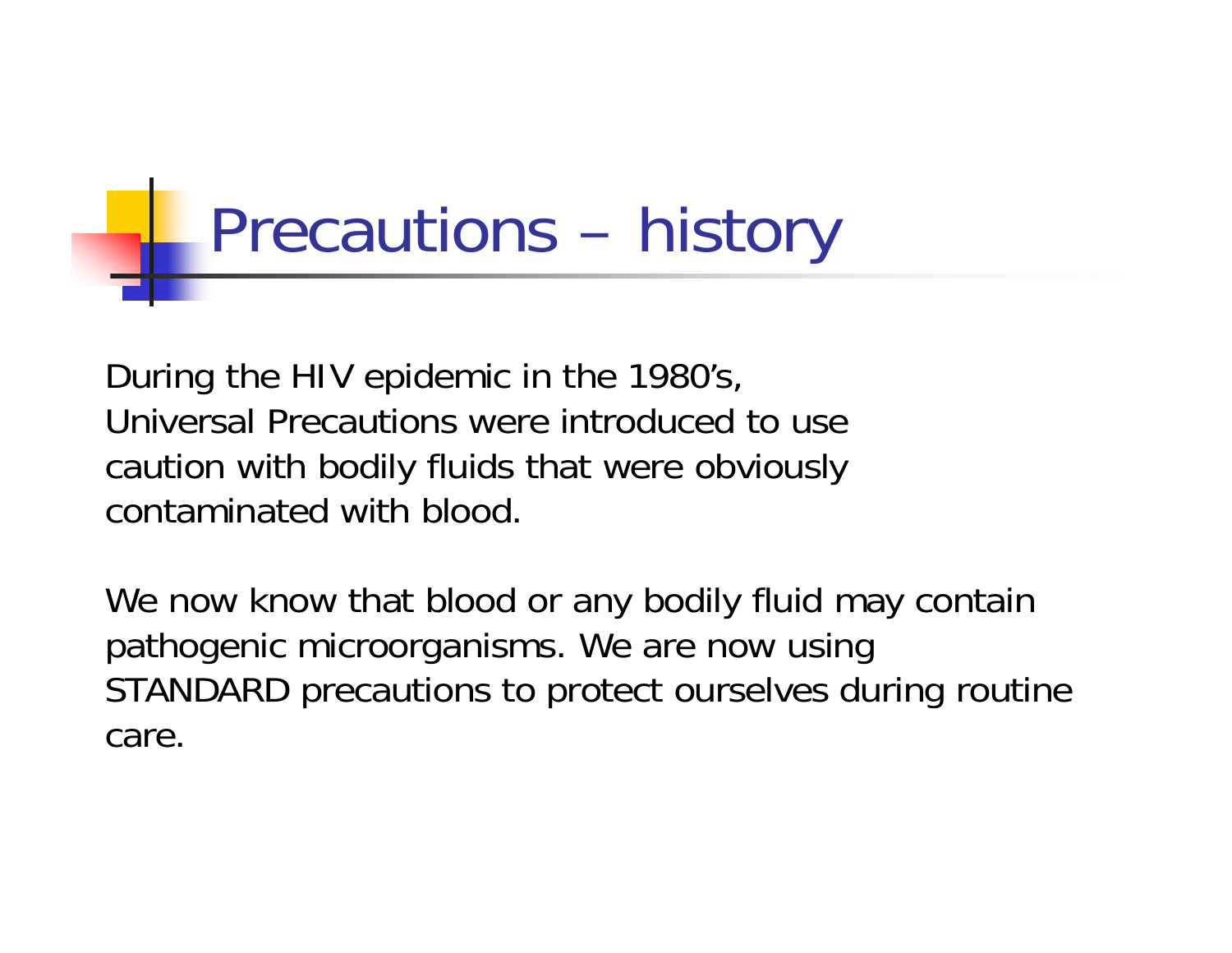# Precautions – history

During the HIV epidemic in the 1980's, Universal Precautions were introduced to use caution with bodily fluids that were obviously contaminated with blood.

We now know that blood or any bodily fluid may contain pathogenic microorganisms. We are now using STANDARD precautions to protect ourselves during routine care.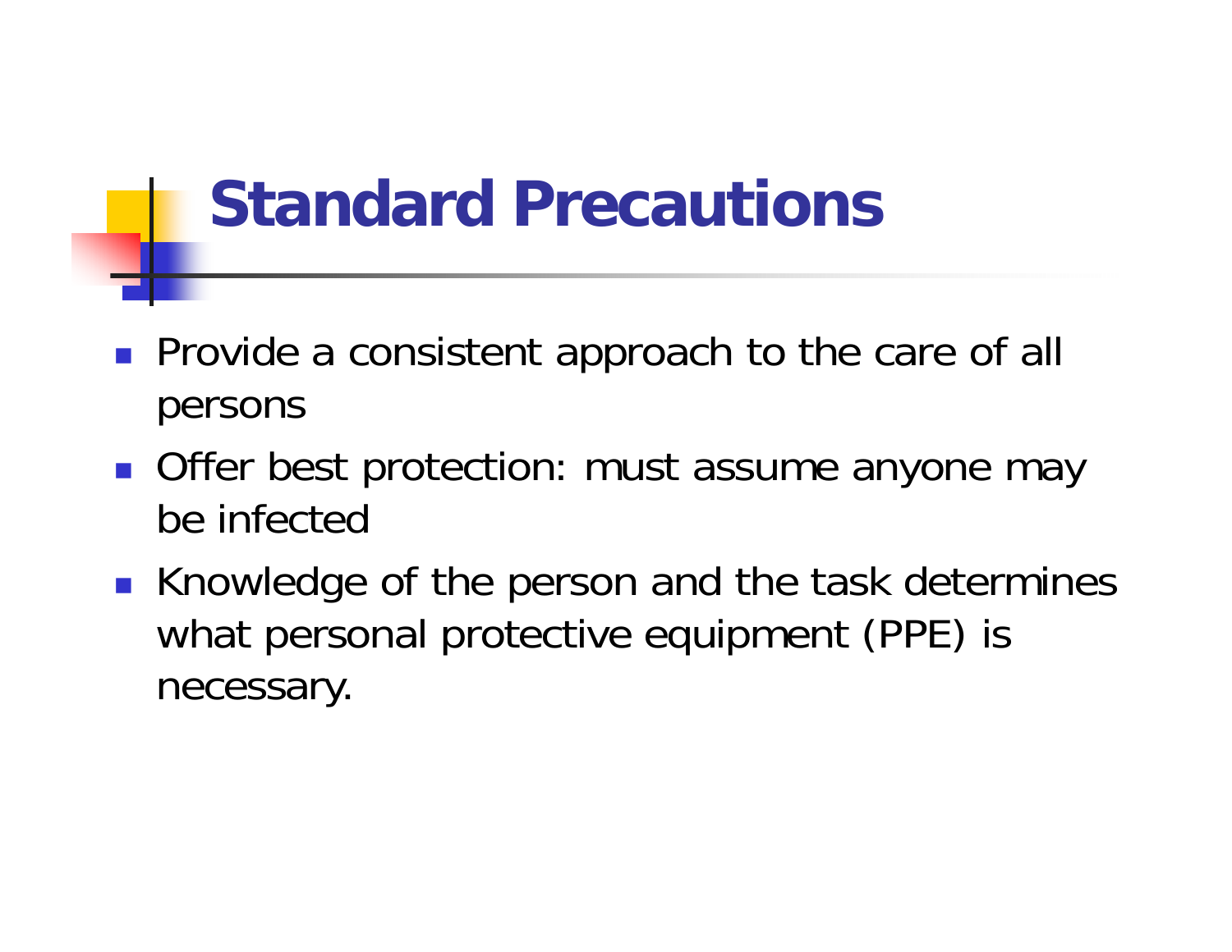# Standard Precautions

- Provide a consistent approach to the care of all persons
- Offer best protection: must assume anyone may be infected
- Knowledge of the person and the task determines what personal protective equipment (PPE) is necessary.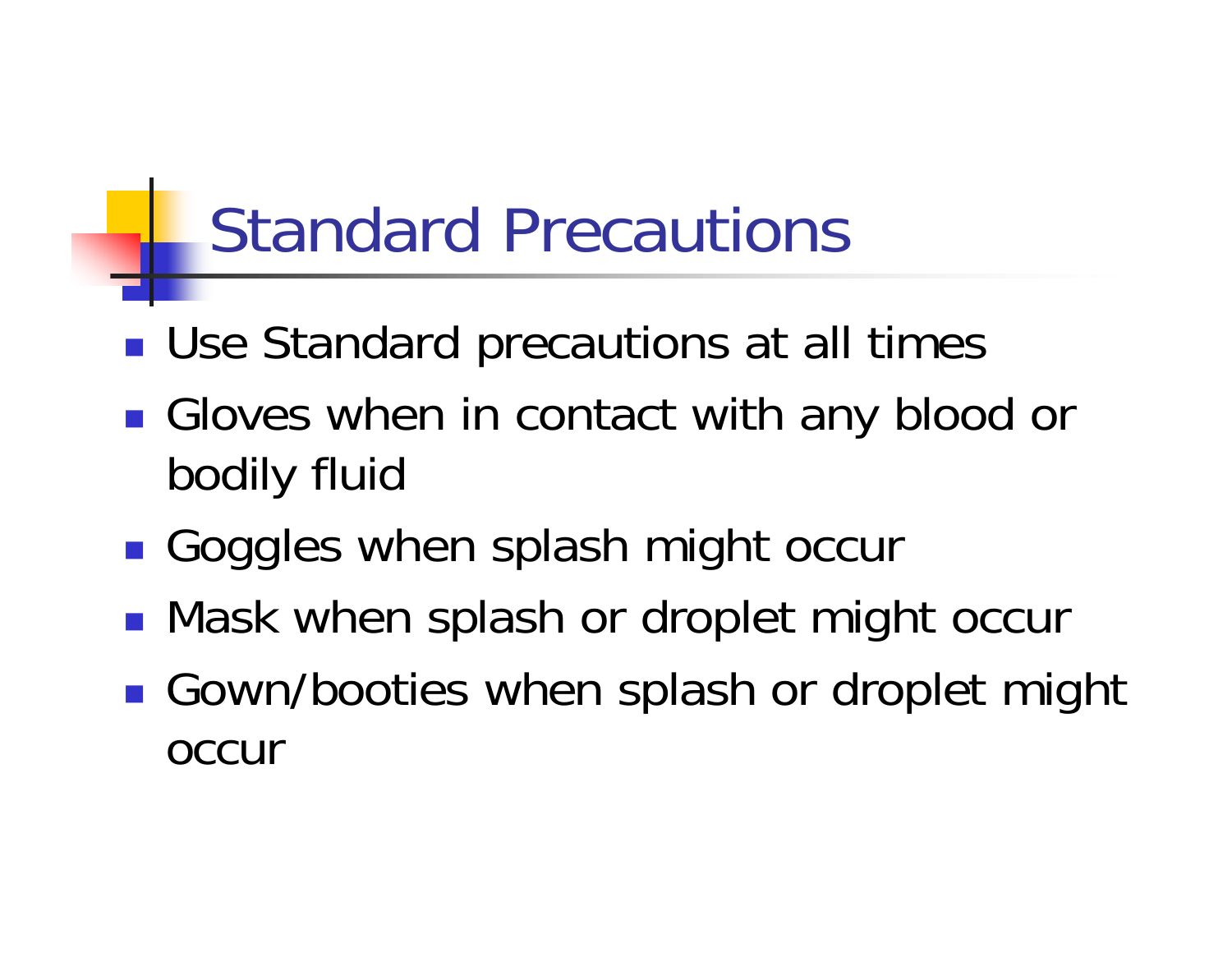# Standard Precautions

- Use Standard precautions at all times
- Gloves when in contact with any blood or bodily fluid
- Goggles when splash might occur
- Mask when splash or droplet might occur
- Gown/booties when splash or droplet might occur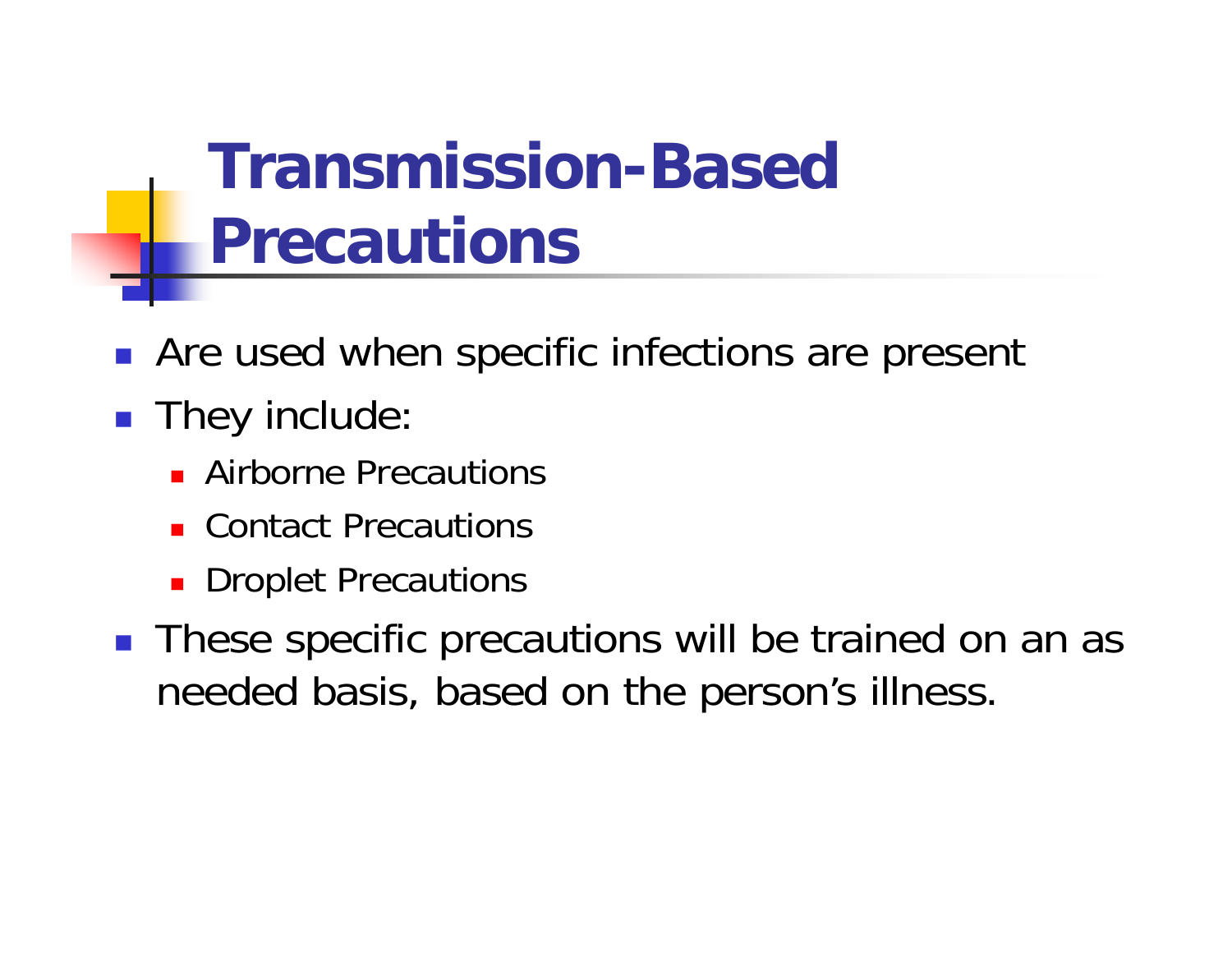# Transmission-Based Precautions

- Are used when specific infections are present
- They include:
  - Airborne Precautions
  - Contact Precautions
  - Droplet Precautions
- These specific precautions will be trained on an as needed basis, based on the person's illness.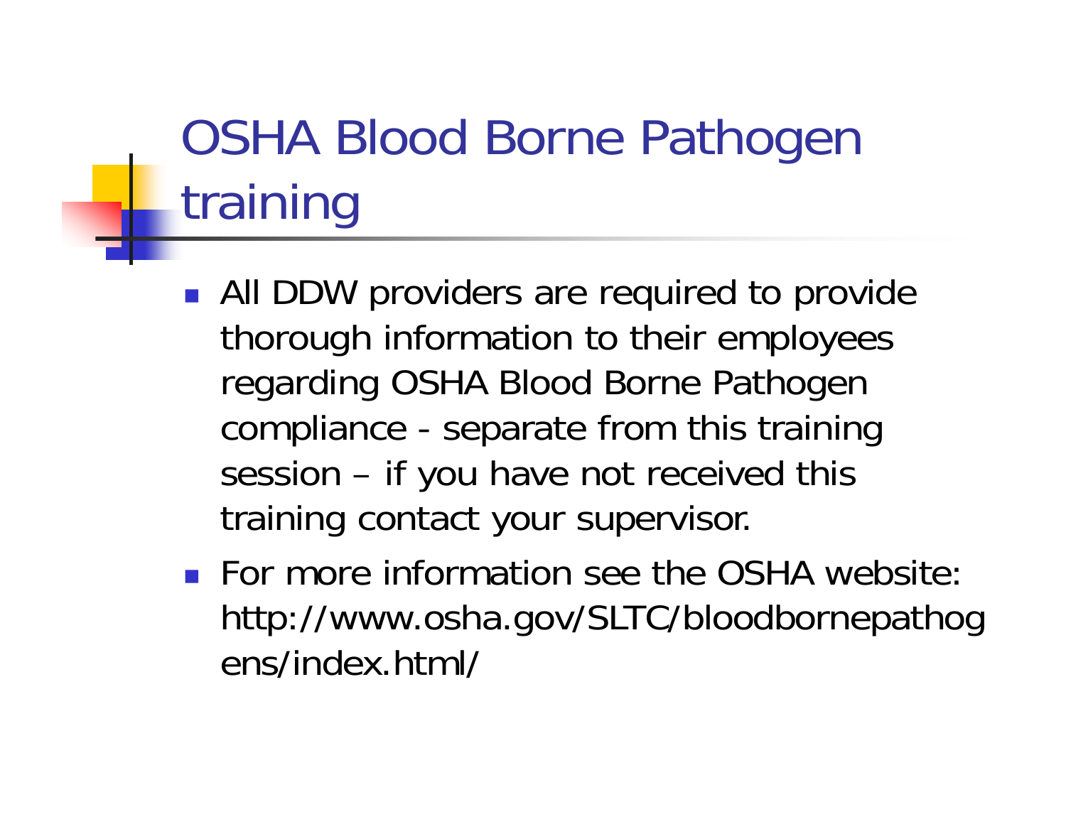# OSHA Blood Borne Pathogen training

- All DDW providers are required to provide thorough information to their employees regarding OSHA Blood Borne Pathogen compliance - separate from this training session – if you have not received this training contact your supervisor.
- For more information see the OSHA website: http://www.osha.gov/SLTC/bloodbornepathogens/index.html/